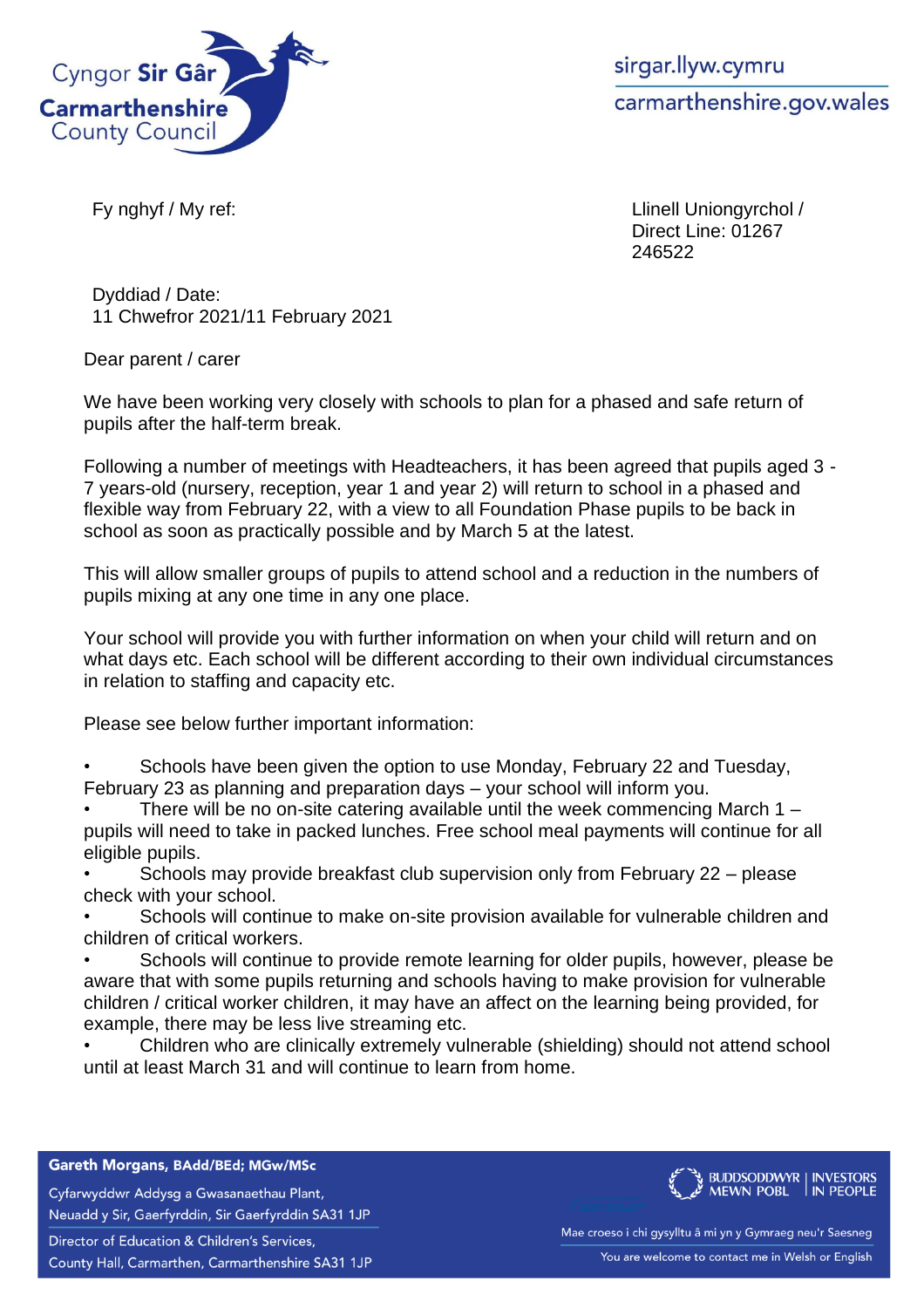Cyngor **Sir Gâr**
**Carmarthenshire**
County Council

sirgar.llyw.cymru
carmarthenshire.gov.wales

Fy nghyf / My ref:

Llinell Uniongyrchol / Direct Line: 01267 246522

Dyddiad / Date:
11 Chwefror 2021/11 February 2021

Dear parent / carer

We have been working very closely with schools to plan for a phased and safe return of pupils after the half-term break.

Following a number of meetings with Headteachers, it has been agreed that pupils aged 3 - 7 years-old (nursery, reception, year 1 and year 2) will return to school in a phased and flexible way from February 22, with a view to all Foundation Phase pupils to be back in school as soon as practically possible and by March 5 at the latest.

This will allow smaller groups of pupils to attend school and a reduction in the numbers of pupils mixing at any one time in any one place.

Your school will provide you with further information on when your child will return and on what days etc. Each school will be different according to their own individual circumstances in relation to staffing and capacity etc.

Please see below further important information:

- Schools have been given the option to use Monday, February 22 and Tuesday, February 23 as planning and preparation days – your school will inform you.
- There will be no on-site catering available until the week commencing March 1 – pupils will need to take in packed lunches. Free school meal payments will continue for all eligible pupils.
- Schools may provide breakfast club supervision only from February 22 – please check with your school.
- Schools will continue to make on-site provision available for vulnerable children and children of critical workers.
- Schools will continue to provide remote learning for older pupils, however, please be aware that with some pupils returning and schools having to make provision for vulnerable children / critical worker children, it may have an affect on the learning being provided, for example, there may be less live streaming etc.
- Children who are clinically extremely vulnerable (shielding) should not attend school until at least March 31 and will continue to learn from home.

**Gareth Morgans, BAdd/BEd; MGw/MSc**
Cyfarwyddwr Addysg a Gwasanaethau Plant,
Neuadd y Sir, Gaerfyrddin, Sir Gaerfyrddin SA31 1JP
Director of Education & Children's Services,
County Hall, Carmarthen, Carmarthenshire SA31 1JP

BUDDSODDWYR MEWN POBL | INVESTORS IN PEOPLE

Mae croeso i chi gysylltu â mi yn y Gymraeg neu'r Saesneg
You are welcome to contact me in Welsh or English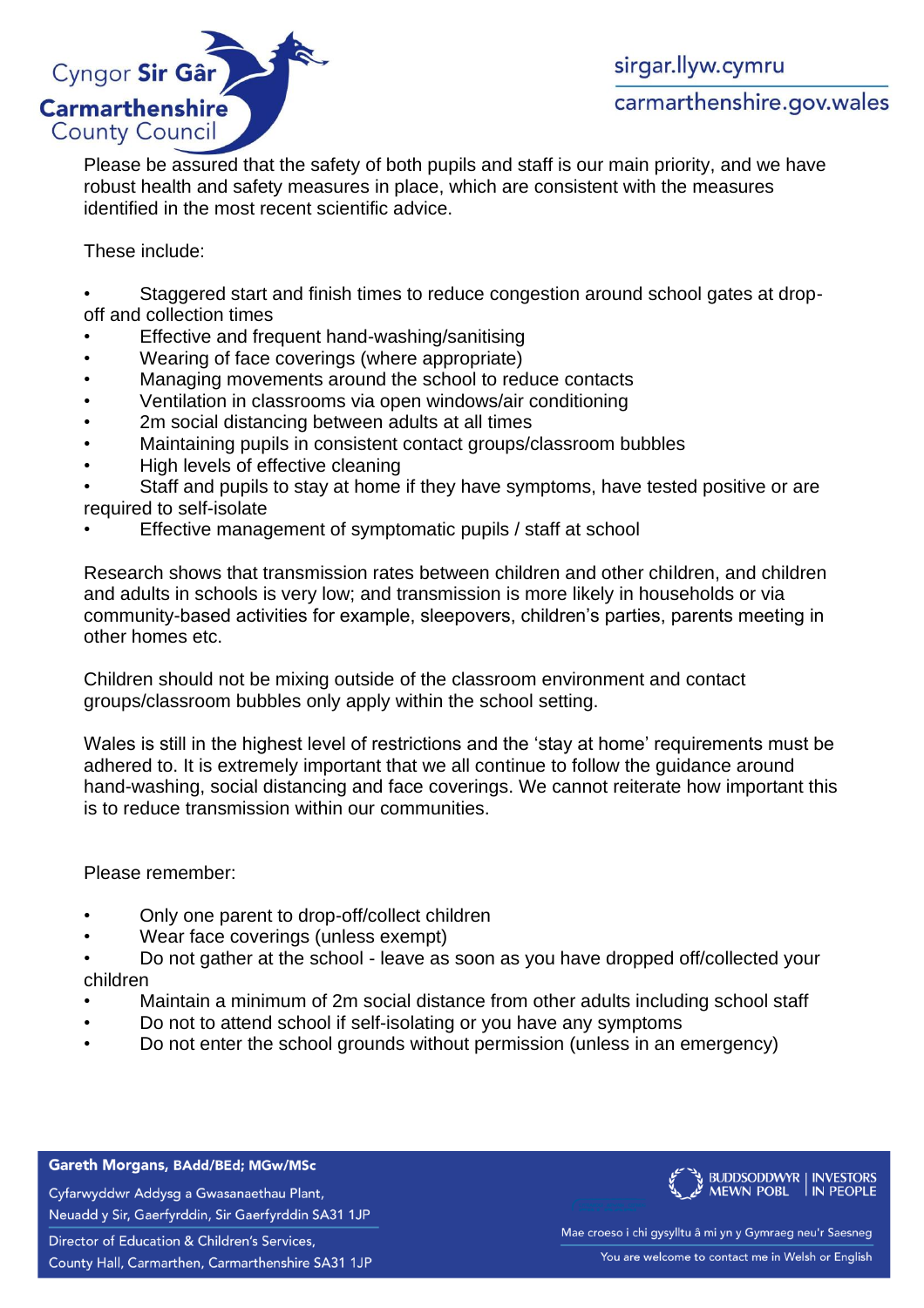Please be assured that the safety of both pupils and staff is our main priority, and we have robust health and safety measures in place, which are consistent with the measures identified in the most recent scientific advice.

These include:

- Staggered start and finish times to reduce congestion around school gates at drop-off and collection times
- Effective and frequent hand-washing/sanitising
- Wearing of face coverings (where appropriate)
- Managing movements around the school to reduce contacts
- Ventilation in classrooms via open windows/air conditioning
- 2m social distancing between adults at all times
- Maintaining pupils in consistent contact groups/classroom bubbles
- High levels of effective cleaning
- Staff and pupils to stay at home if they have symptoms, have tested positive or are required to self-isolate
- Effective management of symptomatic pupils / staff at school

Research shows that transmission rates between children and other children, and children and adults in schools is very low; and transmission is more likely in households or via community-based activities for example, sleepovers, children's parties, parents meeting in other homes etc.

Children should not be mixing outside of the classroom environment and contact groups/classroom bubbles only apply within the school setting.

Wales is still in the highest level of restrictions and the 'stay at home' requirements must be adhered to. It is extremely important that we all continue to follow the guidance around hand-washing, social distancing and face coverings. We cannot reiterate how important this is to reduce transmission within our communities.

Please remember:

- Only one parent to drop-off/collect children
- Wear face coverings (unless exempt)
- Do not gather at the school - leave as soon as you have dropped off/collected your children
- Maintain a minimum of 2m social distance from other adults including school staff
- Do not to attend school if self-isolating or you have any symptoms
- Do not enter the school grounds without permission (unless in an emergency)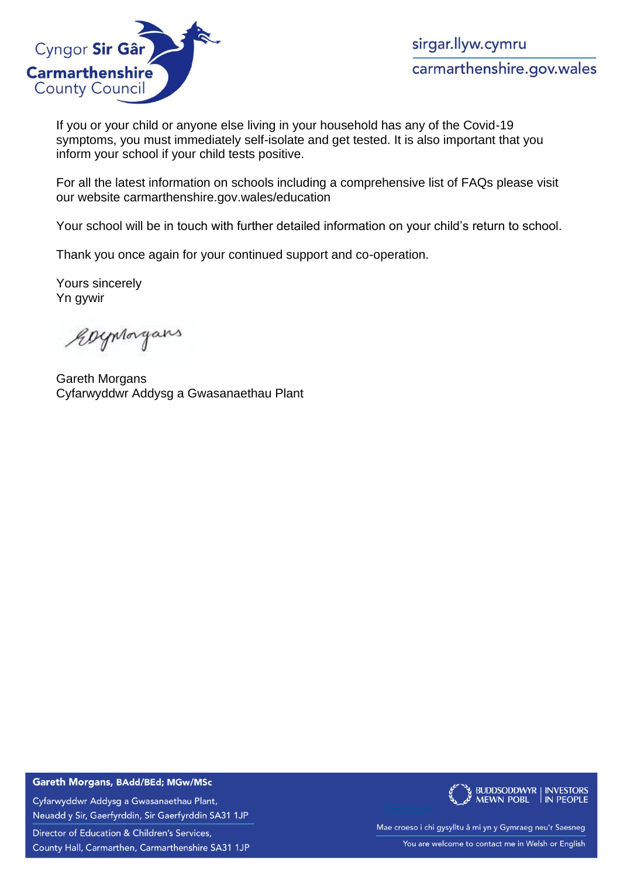If you or your child or anyone else living in your household has any of the Covid-19 symptoms, you must immediately self-isolate and get tested. It is also important that you inform your school if your child tests positive.

For all the latest information on schools including a comprehensive list of FAQs please visit our website carmarthenshire.gov.wales/education

Your school will be in touch with further detailed information on your child's return to school.

Thank you once again for your continued support and co-operation.

Yours sincerely
Yn gywir

Gareth Morgans
Cyfarwyddwr Addysg a Gwasanaethau Plant

**Gareth Morgans, BAdd/BEd; MGw/MSc**
Cyfarwyddwr Addysg a Gwasanaethau Plant,
Neuadd y Sir, Gaerfyrddin, Sir Gaerfyrddin SA31 1JP
Director of Education & Children's Services,
County Hall, Carmarthen, Carmarthenshire SA31 1JP

Mae croeso i chi gysylltu â mi yn y Gymraeg neu'r Saesneg
You are welcome to contact me in Welsh or English